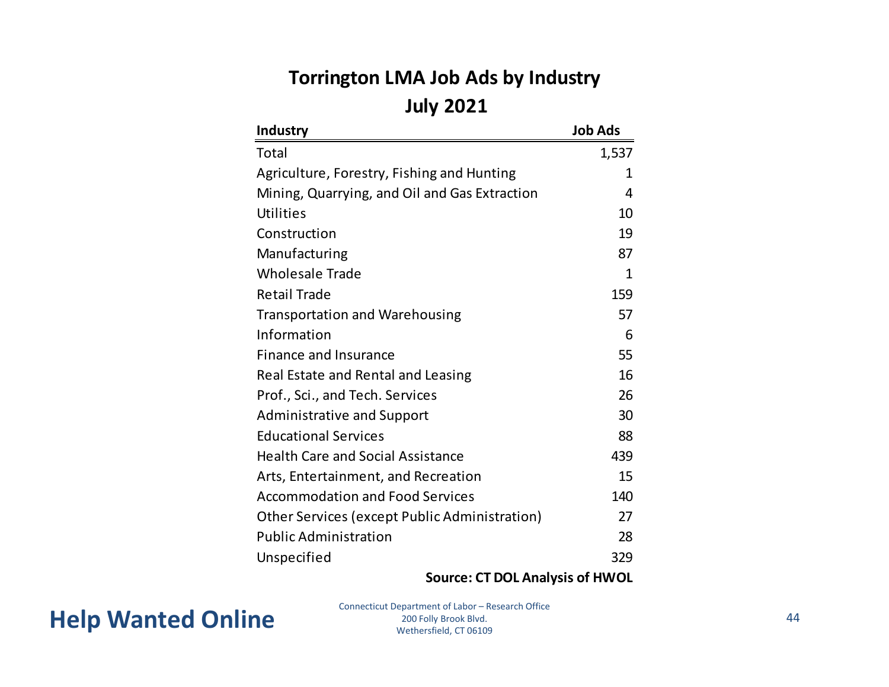# Torrington LMA Job Ads by Industry
## July 2021

| Industry | Job Ads |
| --- | --- |
| Total | 1,537 |
| Agriculture, Forestry, Fishing and Hunting | 1 |
| Mining, Quarrying, and Oil and Gas Extraction | 4 |
| Utilities | 10 |
| Construction | 19 |
| Manufacturing | 87 |
| Wholesale Trade | 1 |
| Retail Trade | 159 |
| Transportation and Warehousing | 57 |
| Information | 6 |
| Finance and Insurance | 55 |
| Real Estate and Rental and Leasing | 16 |
| Prof., Sci., and Tech. Services | 26 |
| Administrative and Support | 30 |
| Educational Services | 88 |
| Health Care and Social Assistance | 439 |
| Arts, Entertainment, and Recreation | 15 |
| Accommodation and Food Services | 140 |
| Other Services (except Public Administration) | 27 |
| Public Administration | 28 |
| Unspecified | 329 |

**Source: CT DOL Analysis of HWOL**

**Help Wanted Online**

Connecticut Department of Labor – Research Office
200 Folly Brook Blvd.
Wethersfield, CT 06109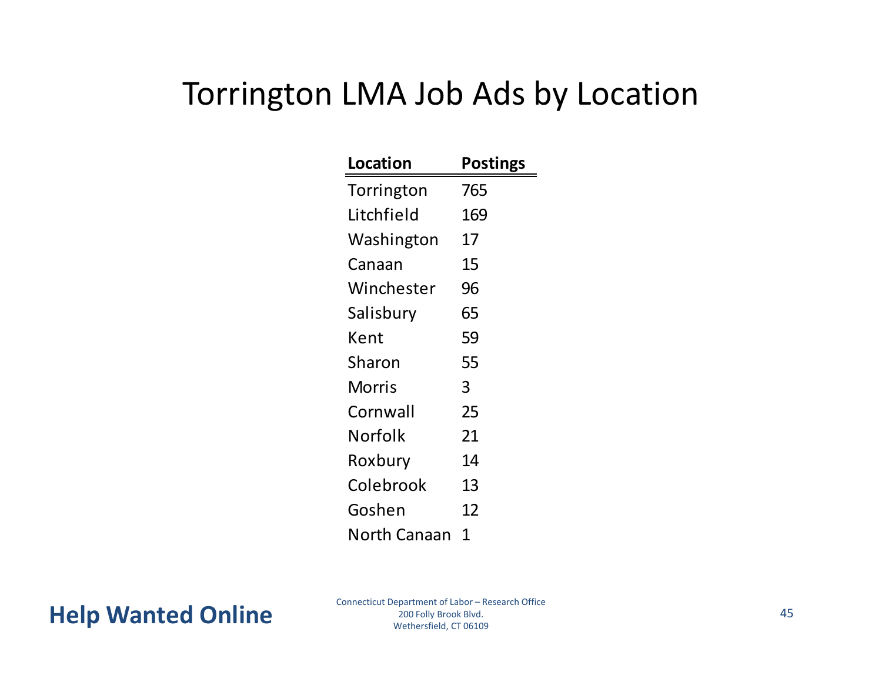# Torrington LMA Job Ads by Location

| Location | Postings |
| --- | --- |
| Torrington | 765 |
| Litchfield | 169 |
| Washington | 17 |
| Canaan | 15 |
| Winchester | 96 |
| Salisbury | 65 |
| Kent | 59 |
| Sharon | 55 |
| Morris | 3 |
| Cornwall | 25 |
| Norfolk | 21 |
| Roxbury | 14 |
| Colebrook | 13 |
| Goshen | 12 |
| North Canaan | 1 |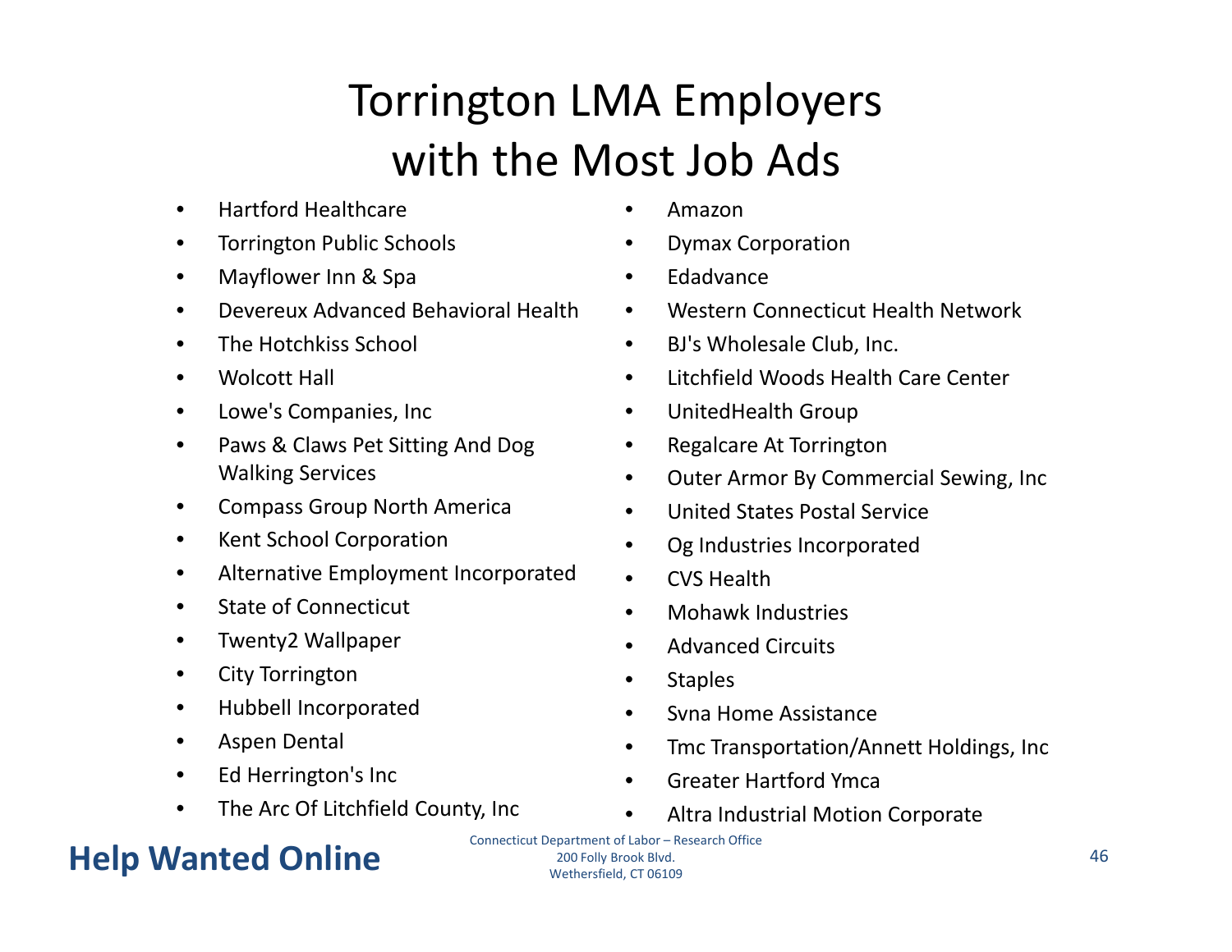# Torrington LMA Employers with the Most Job Ads

- Hartford Healthcare
- Torrington Public Schools
- Mayflower Inn & Spa
- Devereux Advanced Behavioral Health
- The Hotchkiss School
- Wolcott Hall
- Lowe's Companies, Inc
- Paws & Claws Pet Sitting And Dog Walking Services
- Compass Group North America
- Kent School Corporation
- Alternative Employment Incorporated
- State of Connecticut
- Twenty2 Wallpaper
- City Torrington
- Hubbell Incorporated
- Aspen Dental
- Ed Herrington's Inc
- The Arc Of Litchfield County, Inc
- Amazon
- Dymax Corporation
- Edadvance
- Western Connecticut Health Network
- BJ's Wholesale Club, Inc.
- Litchfield Woods Health Care Center
- UnitedHealth Group
- Regalcare At Torrington
- Outer Armor By Commercial Sewing, Inc
- United States Postal Service
- Og Industries Incorporated
- CVS Health
- Mohawk Industries
- Advanced Circuits
- Staples
- Svna Home Assistance
- Tmc Transportation/Annett Holdings, Inc
- Greater Hartford Ymca
- Altra Industrial Motion Corporate

**Help Wanted Online**

Connecticut Department of Labor – Research Office
200 Folly Brook Blvd.
Wethersfield, CT 06109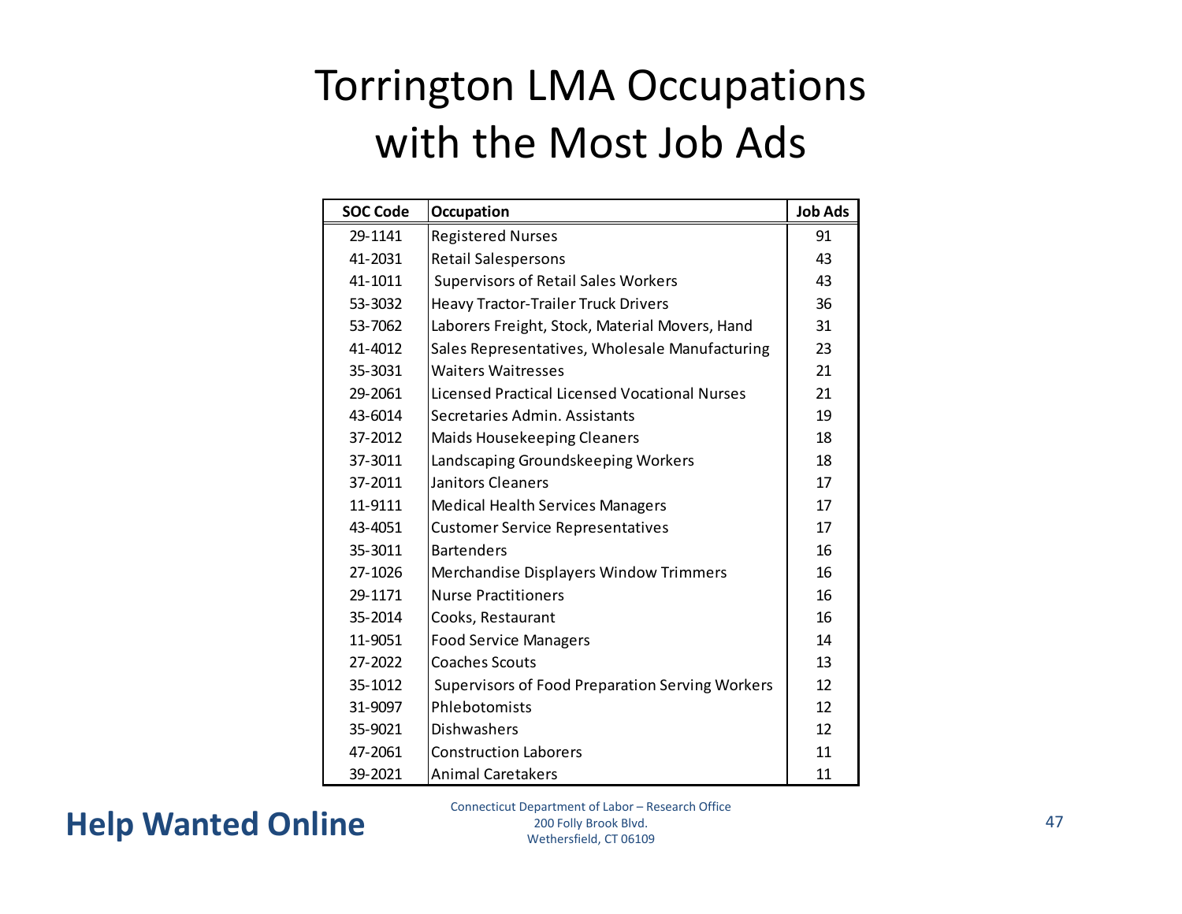# Torrington LMA Occupations with the Most Job Ads

| SOC Code | Occupation | Job Ads |
|---|---|---|
| 29-1141 | Registered Nurses | 91 |
| 41-2031 | Retail Salespersons | 43 |
| 41-1011 | Supervisors of Retail Sales Workers | 43 |
| 53-3032 | Heavy Tractor-Trailer Truck Drivers | 36 |
| 53-7062 | Laborers Freight, Stock, Material Movers, Hand | 31 |
| 41-4012 | Sales Representatives, Wholesale Manufacturing | 23 |
| 35-3031 | Waiters Waitresses | 21 |
| 29-2061 | Licensed Practical Licensed Vocational Nurses | 21 |
| 43-6014 | Secretaries Admin. Assistants | 19 |
| 37-2012 | Maids Housekeeping Cleaners | 18 |
| 37-3011 | Landscaping Groundskeeping Workers | 18 |
| 37-2011 | Janitors Cleaners | 17 |
| 11-9111 | Medical Health Services Managers | 17 |
| 43-4051 | Customer Service Representatives | 17 |
| 35-3011 | Bartenders | 16 |
| 27-1026 | Merchandise Displayers Window Trimmers | 16 |
| 29-1171 | Nurse Practitioners | 16 |
| 35-2014 | Cooks, Restaurant | 16 |
| 11-9051 | Food Service Managers | 14 |
| 27-2022 | Coaches Scouts | 13 |
| 35-1012 | Supervisors of Food Preparation Serving Workers | 12 |
| 31-9097 | Phlebotomists | 12 |
| 35-9021 | Dishwashers | 12 |
| 47-2061 | Construction Laborers | 11 |
| 39-2021 | Animal Caretakers | 11 |

**Help Wanted Online**

Connecticut Department of Labor – Research Office
200 Folly Brook Blvd.
Wethersfield, CT 06109